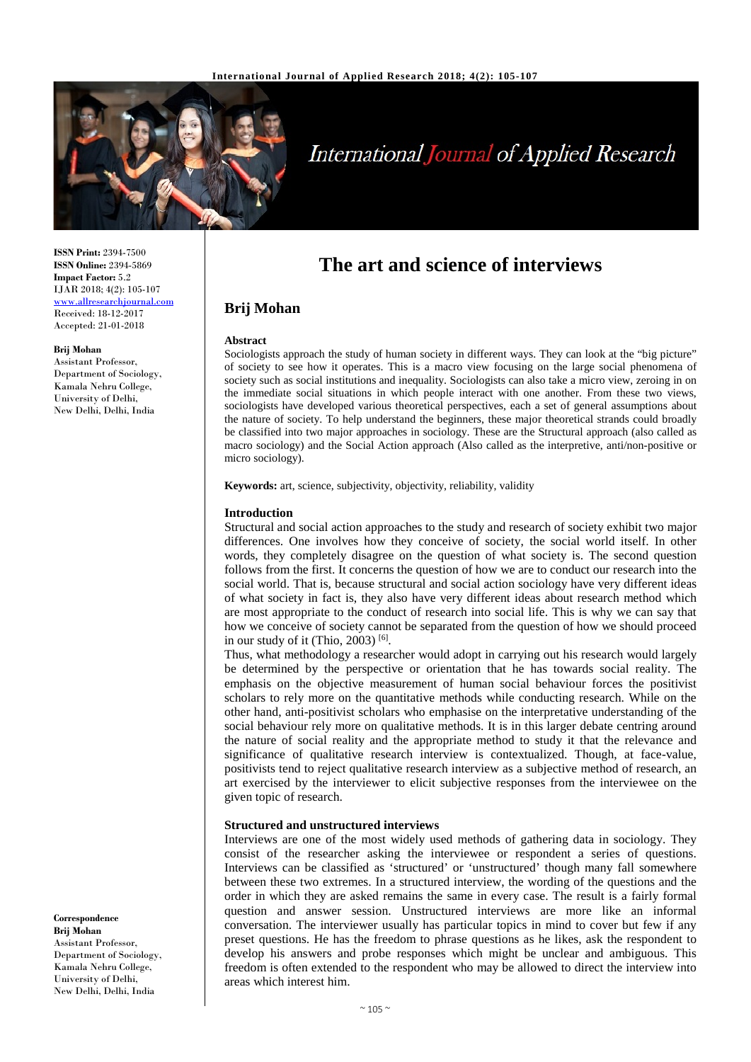# The art and science of interviews

## Brij Mohan

ISSN Print: 2394-7500
ISSN Online: 2394-5869
Impact Factor: 5.2
IJAR 2018; 4(2): 105-107
www.allresearchjournal.com
Received: 18-12-2017
Accepted: 21-01-2018

**Brij Mohan**
Assistant Professor,
Department of Sociology,
Kamala Nehru College,
University of Delhi,
New Delhi, Delhi, India

**Correspondence**
**Brij Mohan**
Assistant Professor,
Department of Sociology,
Kamala Nehru College,
University of Delhi,
New Delhi, Delhi, India

### Abstract

Sociologists approach the study of human society in different ways. They can look at the "big picture" of society to see how it operates. This is a macro view focusing on the large social phenomena of society such as social institutions and inequality. Sociologists can also take a micro view, zeroing in on the immediate social situations in which people interact with one another. From these two views, sociologists have developed various theoretical perspectives, each a set of general assumptions about the nature of society. To help understand the beginners, these major theoretical strands could broadly be classified into two major approaches in sociology. These are the Structural approach (also called as macro sociology) and the Social Action approach (Also called as the interpretive, anti/non-positive or micro sociology).

**Keywords:** art, science, subjectivity, objectivity, reliability, validity

### Introduction

Structural and social action approaches to the study and research of society exhibit two major differences. One involves how they conceive of society, the social world itself. In other words, they completely disagree on the question of what society is. The second question follows from the first. It concerns the question of how we are to conduct our research into the social world. That is, because structural and social action sociology have very different ideas of what society in fact is, they also have very different ideas about research method which are most appropriate to the conduct of research into social life. This is why we can say that how we conceive of society cannot be separated from the question of how we should proceed in our study of it (Thio, 2003) [6].

Thus, what methodology a researcher would adopt in carrying out his research would largely be determined by the perspective or orientation that he has towards social reality. The emphasis on the objective measurement of human social behaviour forces the positivist scholars to rely more on the quantitative methods while conducting research. While on the other hand, anti-positivist scholars who emphasise on the interpretative understanding of the social behaviour rely more on qualitative methods. It is in this larger debate centring around the nature of social reality and the appropriate method to study it that the relevance and significance of qualitative research interview is contextualized. Though, at face-value, positivists tend to reject qualitative research interview as a subjective method of research, an art exercised by the interviewer to elicit subjective responses from the interviewee on the given topic of research.

### Structured and unstructured interviews

Interviews are one of the most widely used methods of gathering data in sociology. They consist of the researcher asking the interviewee or respondent a series of questions. Interviews can be classified as 'structured' or 'unstructured' though many fall somewhere between these two extremes. In a structured interview, the wording of the questions and the order in which they are asked remains the same in every case. The result is a fairly formal question and answer session. Unstructured interviews are more like an informal conversation. The interviewer usually has particular topics in mind to cover but few if any preset questions. He has the freedom to phrase questions as he likes, ask the respondent to develop his answers and probe responses which might be unclear and ambiguous. This freedom is often extended to the respondent who may be allowed to direct the interview into areas which interest him.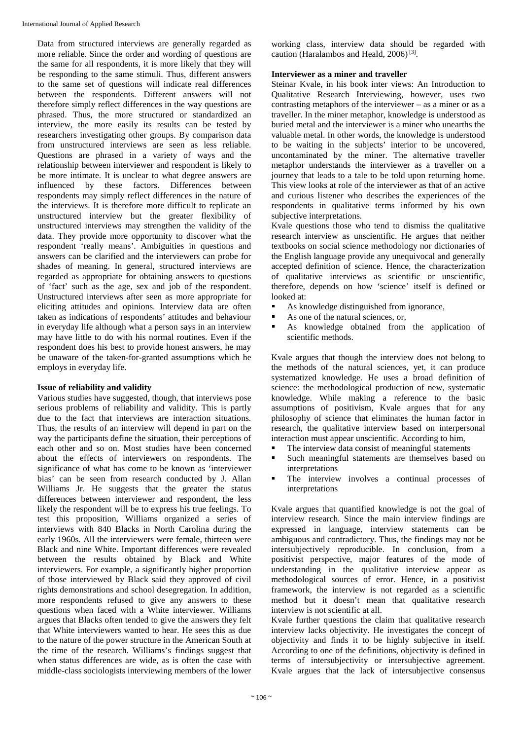Data from structured interviews are generally regarded as more reliable. Since the order and wording of questions are the same for all respondents, it is more likely that they will be responding to the same stimuli. Thus, different answers to the same set of questions will indicate real differences between the respondents. Different answers will not therefore simply reflect differences in the way questions are phrased. Thus, the more structured or standardized an interview, the more easily its results can be tested by researchers investigating other groups. By comparison data from unstructured interviews are seen as less reliable. Questions are phrased in a variety of ways and the relationship between interviewer and respondent is likely to be more intimate. It is unclear to what degree answers are influenced by these factors. Differences between respondents may simply reflect differences in the nature of the interviews. It is therefore more difficult to replicate an unstructured interview but the greater flexibility of unstructured interviews may strengthen the validity of the data. They provide more opportunity to discover what the respondent 'really means'. Ambiguities in questions and answers can be clarified and the interviewers can probe for shades of meaning. In general, structured interviews are regarded as appropriate for obtaining answers to questions of 'fact' such as the age, sex and job of the respondent. Unstructured interviews after seen as more appropriate for eliciting attitudes and opinions. Interview data are often taken as indications of respondents' attitudes and behaviour in everyday life although what a person says in an interview may have little to do with his normal routines. Even if the respondent does his best to provide honest answers, he may be unaware of the taken-for-granted assumptions which he employs in everyday life.

**Issue of reliability and validity**

Various studies have suggested, though, that interviews pose serious problems of reliability and validity. This is partly due to the fact that interviews are interaction situations. Thus, the results of an interview will depend in part on the way the participants define the situation, their perceptions of each other and so on. Most studies have been concerned about the effects of interviewers on respondents. The significance of what has come to be known as 'interviewer bias' can be seen from research conducted by J. Allan Williams Jr. He suggests that the greater the status differences between interviewer and respondent, the less likely the respondent will be to express his true feelings. To test this proposition, Williams organized a series of interviews with 840 Blacks in North Carolina during the early 1960s. All the interviewers were female, thirteen were Black and nine White. Important differences were revealed between the results obtained by Black and White interviewers. For example, a significantly higher proportion of those interviewed by Black said they approved of civil rights demonstrations and school desegregation. In addition, more respondents refused to give any answers to these questions when faced with a White interviewer. Williams argues that Blacks often tended to give the answers they felt that White interviewers wanted to hear. He sees this as due to the nature of the power structure in the American South at the time of the research. Williams's findings suggest that when status differences are wide, as is often the case with middle-class sociologists interviewing members of the lower working class, interview data should be regarded with caution (Haralambos and Heald, 2006) [3].

**Interviewer as a miner and traveller**

Steinar Kvale, in his book inter views: An Introduction to Qualitative Research Interviewing, however, uses two contrasting metaphors of the interviewer – as a miner or as a traveller. In the miner metaphor, knowledge is understood as buried metal and the interviewer is a miner who unearths the valuable metal. In other words, the knowledge is understood to be waiting in the subjects' interior to be uncovered, uncontaminated by the miner. The alternative traveller metaphor understands the interviewer as a traveller on a journey that leads to a tale to be told upon returning home. This view looks at role of the interviewer as that of an active and curious listener who describes the experiences of the respondents in qualitative terms informed by his own subjective interpretations.

Kvale questions those who tend to dismiss the qualitative research interview as unscientific. He argues that neither textbooks on social science methodology nor dictionaries of the English language provide any unequivocal and generally accepted definition of science. Hence, the characterization of qualitative interviews as scientific or unscientific, therefore, depends on how 'science' itself is defined or looked at:

- As knowledge distinguished from ignorance,
- As one of the natural sciences, or,
- As knowledge obtained from the application of scientific methods.

Kvale argues that though the interview does not belong to the methods of the natural sciences, yet, it can produce systematized knowledge. He uses a broad definition of science: the methodological production of new, systematic knowledge. While making a reference to the basic assumptions of positivism, Kvale argues that for any philosophy of science that eliminates the human factor in research, the qualitative interview based on interpersonal interaction must appear unscientific. According to him,

- The interview data consist of meaningful statements
- Such meaningful statements are themselves based on interpretations
- The interview involves a continual processes of interpretations

Kvale argues that quantified knowledge is not the goal of interview research. Since the main interview findings are expressed in language, interview statements can be ambiguous and contradictory. Thus, the findings may not be intersubjectively reproducible. In conclusion, from a positivist perspective, major features of the mode of understanding in the qualitative interview appear as methodological sources of error. Hence, in a positivist framework, the interview is not regarded as a scientific method but it doesn't mean that qualitative research interview is not scientific at all.

Kvale further questions the claim that qualitative research interview lacks objectivity. He investigates the concept of objectivity and finds it to be highly subjective in itself. According to one of the definitions, objectivity is defined in terms of intersubjectivity or intersubjective agreement. Kvale argues that the lack of intersubjective consensus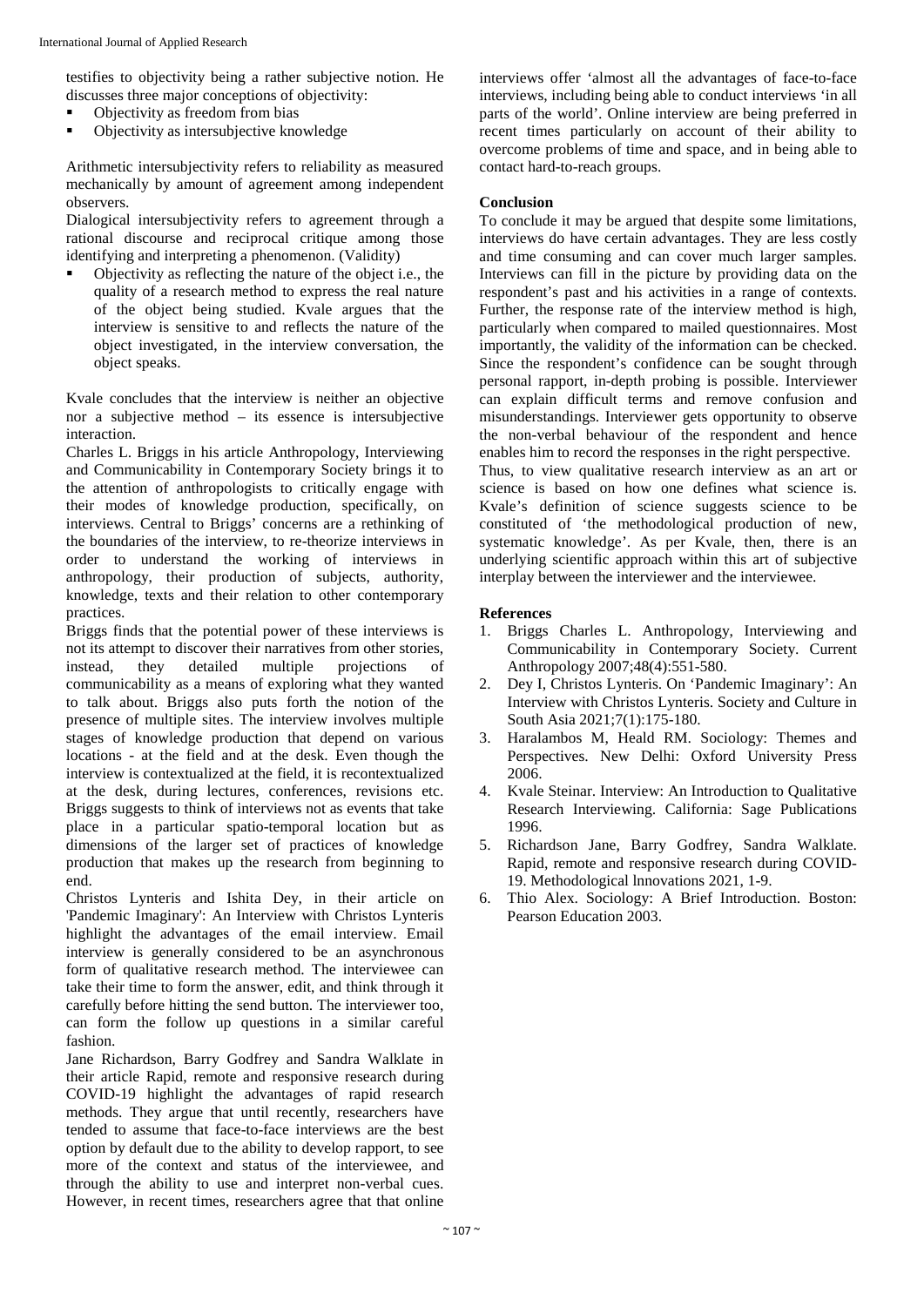testifies to objectivity being a rather subjective notion. He discusses three major conceptions of objectivity:

- Objectivity as freedom from bias
- Objectivity as intersubjective knowledge

Arithmetic intersubjectivity refers to reliability as measured mechanically by amount of agreement among independent observers.

Dialogical intersubjectivity refers to agreement through a rational discourse and reciprocal critique among those identifying and interpreting a phenomenon. (Validity)

- Objectivity as reflecting the nature of the object i.e., the quality of a research method to express the real nature of the object being studied. Kvale argues that the interview is sensitive to and reflects the nature of the object investigated, in the interview conversation, the object speaks.

Kvale concludes that the interview is neither an objective nor a subjective method – its essence is intersubjective interaction.

Charles L. Briggs in his article Anthropology, Interviewing and Communicability in Contemporary Society brings it to the attention of anthropologists to critically engage with their modes of knowledge production, specifically, on interviews. Central to Briggs' concerns are a rethinking of the boundaries of the interview, to re-theorize interviews in order to understand the working of interviews in anthropology, their production of subjects, authority, knowledge, texts and their relation to other contemporary practices.

Briggs finds that the potential power of these interviews is not its attempt to discover their narratives from other stories, instead, they detailed multiple projections of communicability as a means of exploring what they wanted to talk about. Briggs also puts forth the notion of the presence of multiple sites. The interview involves multiple stages of knowledge production that depend on various locations - at the field and at the desk. Even though the interview is contextualized at the field, it is recontextualized at the desk, during lectures, conferences, revisions etc. Briggs suggests to think of interviews not as events that take place in a particular spatio-temporal location but as dimensions of the larger set of practices of knowledge production that makes up the research from beginning to end.

Christos Lynteris and Ishita Dey, in their article on 'Pandemic Imaginary': An Interview with Christos Lynteris highlight the advantages of the email interview. Email interview is generally considered to be an asynchronous form of qualitative research method. The interviewee can take their time to form the answer, edit, and think through it carefully before hitting the send button. The interviewer too, can form the follow up questions in a similar careful fashion.

Jane Richardson, Barry Godfrey and Sandra Walklate in their article Rapid, remote and responsive research during COVID-19 highlight the advantages of rapid research methods. They argue that until recently, researchers have tended to assume that face-to-face interviews are the best option by default due to the ability to develop rapport, to see more of the context and status of the interviewee, and through the ability to use and interpret non-verbal cues. However, in recent times, researchers agree that that online interviews offer 'almost all the advantages of face-to-face interviews, including being able to conduct interviews 'in all parts of the world'. Online interview are being preferred in recent times particularly on account of their ability to overcome problems of time and space, and in being able to contact hard-to-reach groups.

## Conclusion

To conclude it may be argued that despite some limitations, interviews do have certain advantages. They are less costly and time consuming and can cover much larger samples. Interviews can fill in the picture by providing data on the respondent's past and his activities in a range of contexts. Further, the response rate of the interview method is high, particularly when compared to mailed questionnaires. Most importantly, the validity of the information can be checked. Since the respondent's confidence can be sought through personal rapport, in-depth probing is possible. Interviewer can explain difficult terms and remove confusion and misunderstandings. Interviewer gets opportunity to observe the non-verbal behaviour of the respondent and hence enables him to record the responses in the right perspective.

Thus, to view qualitative research interview as an art or science is based on how one defines what science is. Kvale's definition of science suggests science to be constituted of 'the methodological production of new, systematic knowledge'. As per Kvale, then, there is an underlying scientific approach within this art of subjective interplay between the interviewer and the interviewee.

## References

1. Briggs Charles L. Anthropology, Interviewing and Communicability in Contemporary Society. Current Anthropology 2007;48(4):551-580.
2. Dey I, Christos Lynteris. On 'Pandemic Imaginary': An Interview with Christos Lynteris. Society and Culture in South Asia 2021;7(1):175-180.
3. Haralambos M, Heald RM. Sociology: Themes and Perspectives. New Delhi: Oxford University Press 2006.
4. Kvale Steinar. Interview: An Introduction to Qualitative Research Interviewing. California: Sage Publications 1996.
5. Richardson Jane, Barry Godfrey, Sandra Walklate. Rapid, remote and responsive research during COVID-19. Methodological lnnovations 2021, 1-9.
6. Thio Alex. Sociology: A Brief Introduction. Boston: Pearson Education 2003.